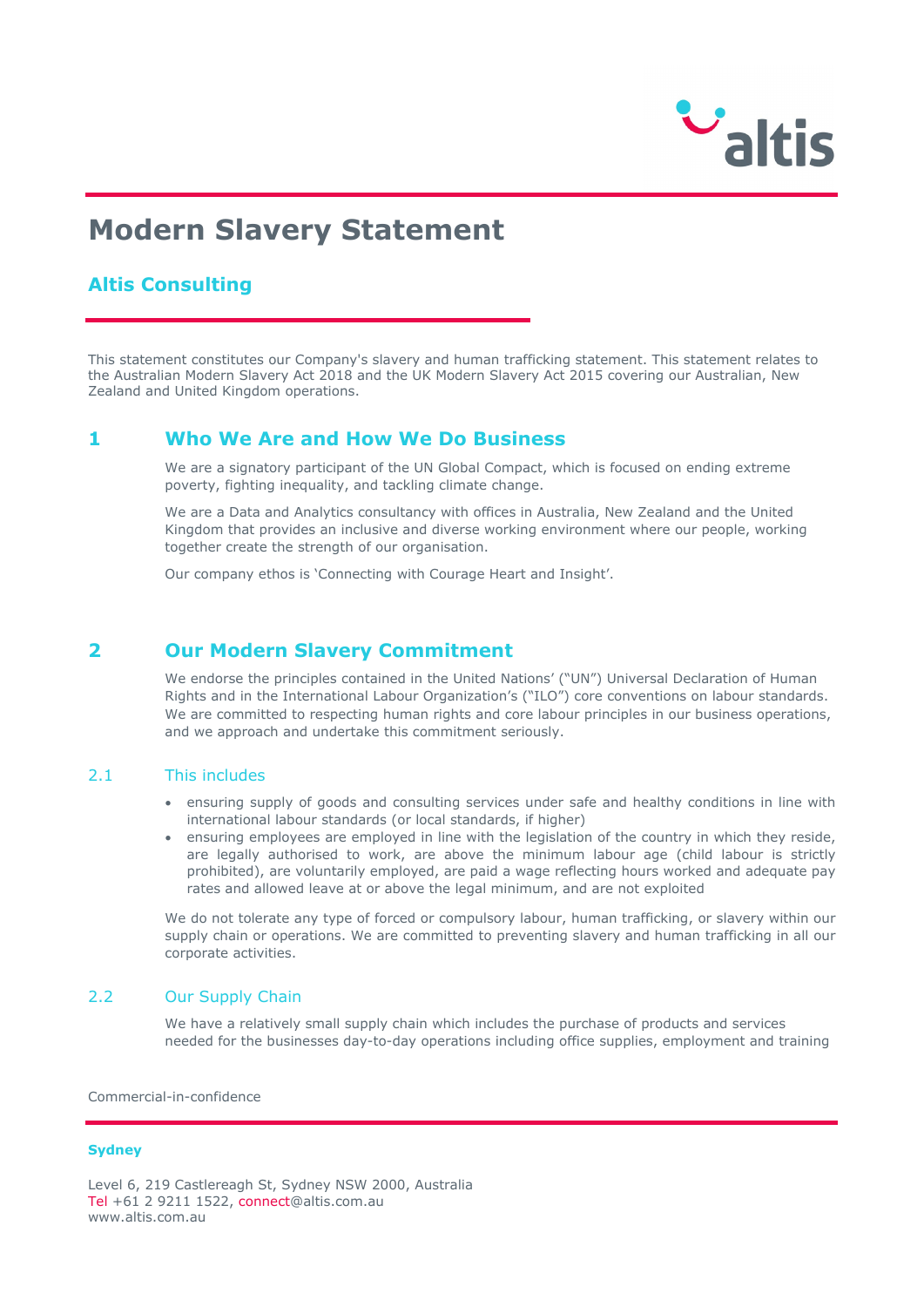# Modern Slavery Statement

## Altis Consulting

This statement constitutes our Company's slavery and human trafficking statement. This statement relates to the Australian Modern Slavery Act 2018 and the UK Modern Slavery Act 2015 covering our Australian, New Zealand and United Kingdom operations.

## 1 Who We Are and How We Do Business

We are a signatory participant of the UN Global Compact, which is focused on ending extreme poverty, fighting inequality, and tackling climate change.

We are a Data and Analytics consultancy with offices in Australia, New Zealand and the United Kingdom that provides an inclusive and diverse working environment where our people, working together create the strength of our organisation.

Our company ethos is 'Connecting with Courage Heart and Insight'.

## 2 Our Modern Slavery Commitment

We endorse the principles contained in the United Nations' ("UN") Universal Declaration of Human Rights and in the International Labour Organization's ("ILO") core conventions on labour standards. We are committed to respecting human rights and core labour principles in our business operations, and we approach and undertake this commitment seriously.

### 2.1 This includes

- ensuring supply of goods and consulting services under safe and healthy conditions in line with international labour standards (or local standards, if higher)
- ensuring employees are employed in line with the legislation of the country in which they reside, are legally authorised to work, are above the minimum labour age (child labour is strictly prohibited), are voluntarily employed, are paid a wage reflecting hours worked and adequate pay rates and allowed leave at or above the legal minimum, and are not exploited

We do not tolerate any type of forced or compulsory labour, human trafficking, or slavery within our supply chain or operations. We are committed to preventing slavery and human trafficking in all our corporate activities.

### 2.2 Our Supply Chain

We have a relatively small supply chain which includes the purchase of products and services needed for the businesses day-to-day operations including office supplies, employment and training

Commercial-in-confidence

**Sydney**

Level 6, 219 Castlereagh St, Sydney NSW 2000, Australia
Tel +61 2 9211 1522, connect@altis.com.au
www.altis.com.au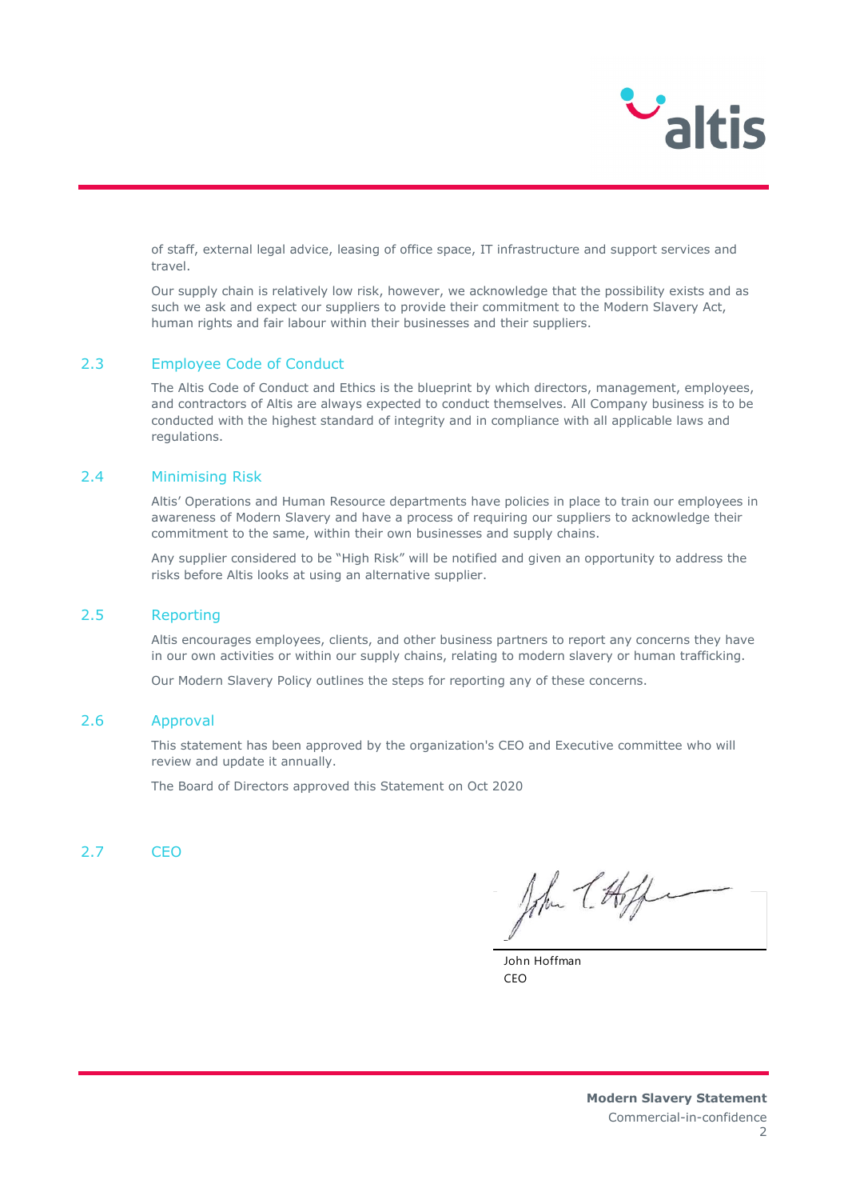of staff, external legal advice, leasing of office space, IT infrastructure and support services and travel.

Our supply chain is relatively low risk, however, we acknowledge that the possibility exists and as such we ask and expect our suppliers to provide their commitment to the Modern Slavery Act, human rights and fair labour within their businesses and their suppliers.

## 2.3 Employee Code of Conduct

The Altis Code of Conduct and Ethics is the blueprint by which directors, management, employees, and contractors of Altis are always expected to conduct themselves. All Company business is to be conducted with the highest standard of integrity and in compliance with all applicable laws and regulations.

## 2.4 Minimising Risk

Altis' Operations and Human Resource departments have policies in place to train our employees in awareness of Modern Slavery and have a process of requiring our suppliers to acknowledge their commitment to the same, within their own businesses and supply chains.

Any supplier considered to be "High Risk" will be notified and given an opportunity to address the risks before Altis looks at using an alternative supplier.

## 2.5 Reporting

Altis encourages employees, clients, and other business partners to report any concerns they have in our own activities or within our supply chains, relating to modern slavery or human trafficking.

Our Modern Slavery Policy outlines the steps for reporting any of these concerns.

## 2.6 Approval

This statement has been approved by the organization's CEO and Executive committee who will review and update it annually.

The Board of Directors approved this Statement on Oct 2020

## 2.7 CEO

John Hoffman
CEO